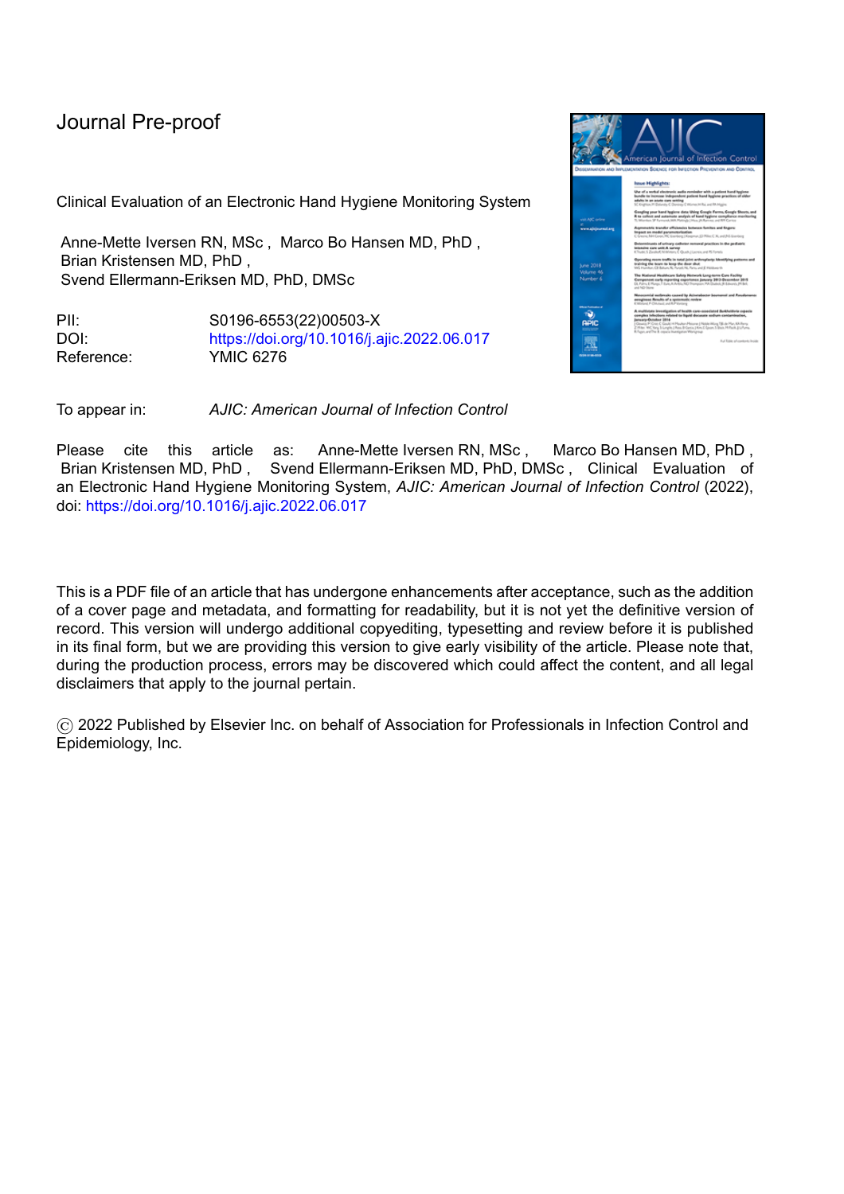Journal Pre-proof

Clinical Evaluation of an Electronic Hand Hygiene Monitoring System

Anne-Mette Iversen RN, MSc , Marco Bo Hansen MD, PhD , Brian Kristensen MD, PhD , Svend Ellermann-Eriksen MD, PhD, DMSc

PII: S0196-6553(22)00503-X
DOI: https://doi.org/10.1016/j.ajic.2022.06.017
Reference: YMIC 6276

To appear in: *AJIC: American Journal of Infection Control*

Please cite this article as: Anne-Mette Iversen RN, MSc , Marco Bo Hansen MD, PhD , Brian Kristensen MD, PhD , Svend Ellermann-Eriksen MD, PhD, DMSc , Clinical Evaluation of an Electronic Hand Hygiene Monitoring System, *AJIC: American Journal of Infection Control* (2022), doi: https://doi.org/10.1016/j.ajic.2022.06.017

This is a PDF file of an article that has undergone enhancements after acceptance, such as the addition of a cover page and metadata, and formatting for readability, but it is not yet the definitive version of record. This version will undergo additional copyediting, typesetting and review before it is published in its final form, but we are providing this version to give early visibility of the article. Please note that, during the production process, errors may be discovered which could affect the content, and all legal disclaimers that apply to the journal pertain.

© 2022 Published by Elsevier Inc. on behalf of Association for Professionals in Infection Control and Epidemiology, Inc.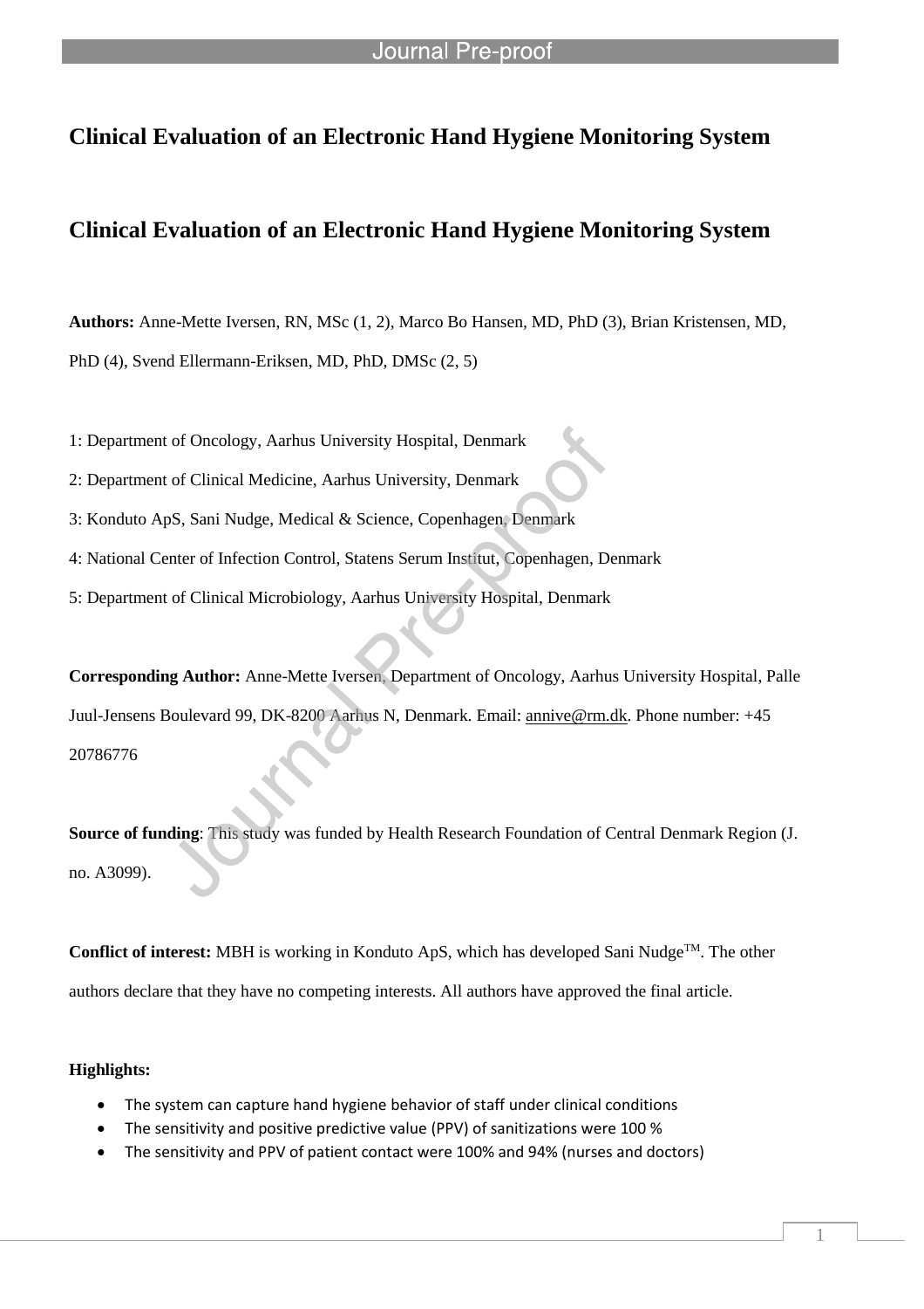# Clinical Evaluation of an Electronic Hand Hygiene Monitoring System

# Clinical Evaluation of an Electronic Hand Hygiene Monitoring System

**Authors:** Anne-Mette Iversen, RN, MSc (1, 2), Marco Bo Hansen, MD, PhD (3), Brian Kristensen, MD, PhD (4), Svend Ellermann-Eriksen, MD, PhD, DMSc (2, 5)

1: Department of Oncology, Aarhus University Hospital, Denmark

2: Department of Clinical Medicine, Aarhus University, Denmark

3: Konduto ApS, Sani Nudge, Medical & Science, Copenhagen, Denmark

4: National Center of Infection Control, Statens Serum Institut, Copenhagen, Denmark

5: Department of Clinical Microbiology, Aarhus University Hospital, Denmark

**Corresponding Author:** Anne-Mette Iversen, Department of Oncology, Aarhus University Hospital, Palle Juul-Jensens Boulevard 99, DK-8200 Aarhus N, Denmark. Email: annive@rm.dk. Phone number: +45 20786776

**Source of funding**: This study was funded by Health Research Foundation of Central Denmark Region (J. no. A3099).

**Conflict of interest:** MBH is working in Konduto ApS, which has developed Sani Nudge™. The other authors declare that they have no competing interests. All authors have approved the final article.

**Highlights:**

- The system can capture hand hygiene behavior of staff under clinical conditions
- The sensitivity and positive predictive value (PPV) of sanitizations were 100 %
- The sensitivity and PPV of patient contact were 100% and 94% (nurses and doctors)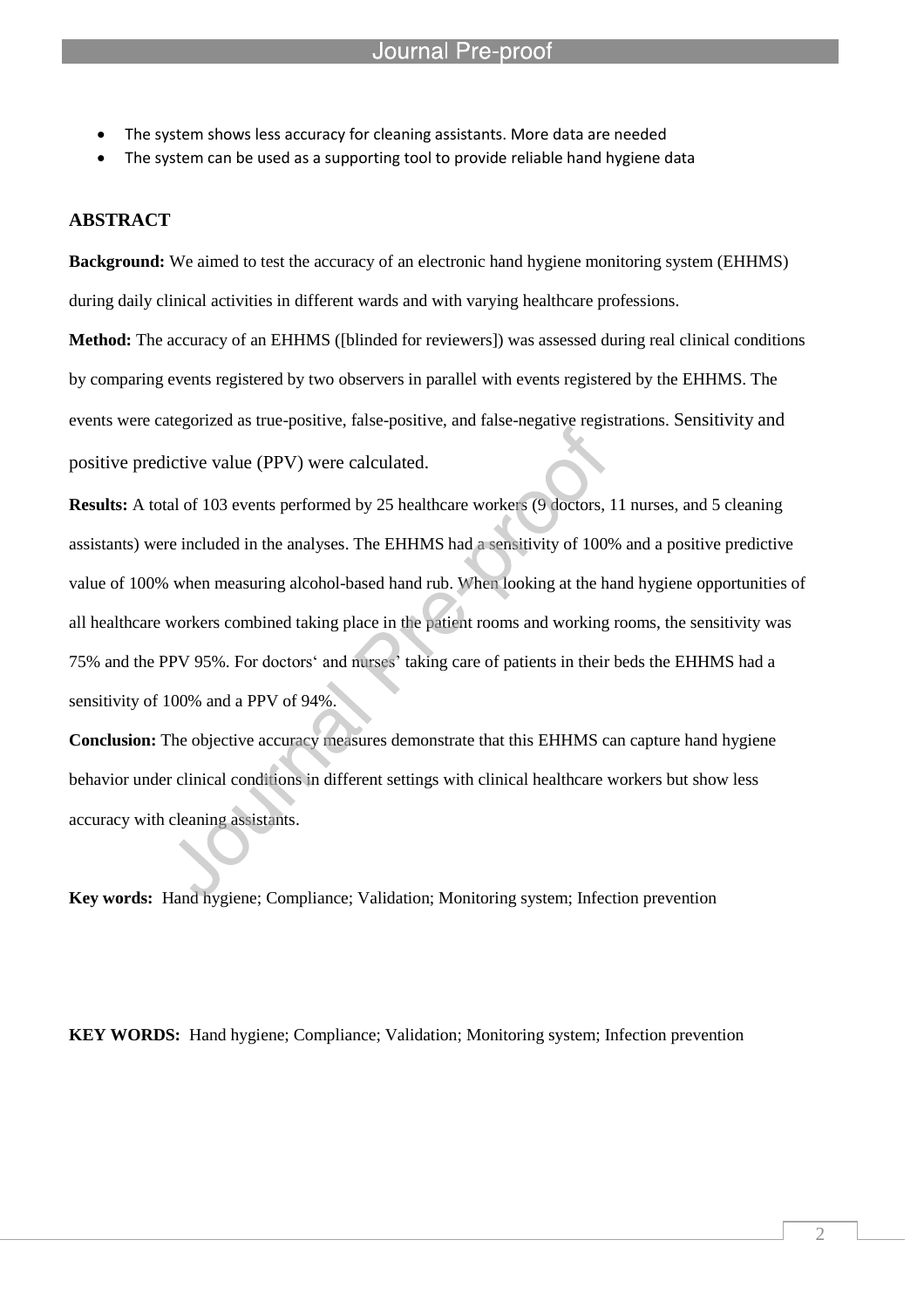- The system shows less accuracy for cleaning assistants. More data are needed
- The system can be used as a supporting tool to provide reliable hand hygiene data

## ABSTRACT

**Background:** We aimed to test the accuracy of an electronic hand hygiene monitoring system (EHHMS) during daily clinical activities in different wards and with varying healthcare professions.

**Method:** The accuracy of an EHHMS ([blinded for reviewers]) was assessed during real clinical conditions by comparing events registered by two observers in parallel with events registered by the EHHMS. The events were categorized as true-positive, false-positive, and false-negative registrations. Sensitivity and positive predictive value (PPV) were calculated.

**Results:** A total of 103 events performed by 25 healthcare workers (9 doctors, 11 nurses, and 5 cleaning assistants) were included in the analyses. The EHHMS had a sensitivity of 100% and a positive predictive value of 100% when measuring alcohol-based hand rub. When looking at the hand hygiene opportunities of all healthcare workers combined taking place in the patient rooms and working rooms, the sensitivity was 75% and the PPV 95%. For doctors' and nurses' taking care of patients in their beds the EHHMS had a sensitivity of 100% and a PPV of 94%.

**Conclusion:** The objective accuracy measures demonstrate that this EHHMS can capture hand hygiene behavior under clinical conditions in different settings with clinical healthcare workers but show less accuracy with cleaning assistants.

**Key words:** Hand hygiene; Compliance; Validation; Monitoring system; Infection prevention

**KEY WORDS:** Hand hygiene; Compliance; Validation; Monitoring system; Infection prevention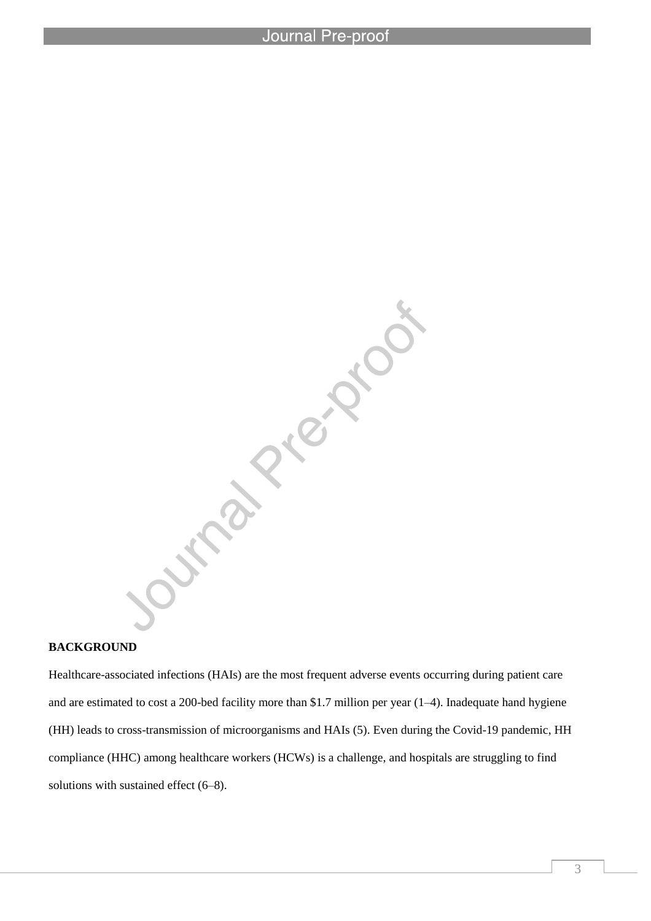**BACKGROUND**

Healthcare-associated infections (HAIs) are the most frequent adverse events occurring during patient care and are estimated to cost a 200-bed facility more than $1.7 million per year (1–4). Inadequate hand hygiene (HH) leads to cross-transmission of microorganisms and HAIs (5). Even during the Covid-19 pandemic, HH compliance (HHC) among healthcare workers (HCWs) is a challenge, and hospitals are struggling to find solutions with sustained effect (6–8).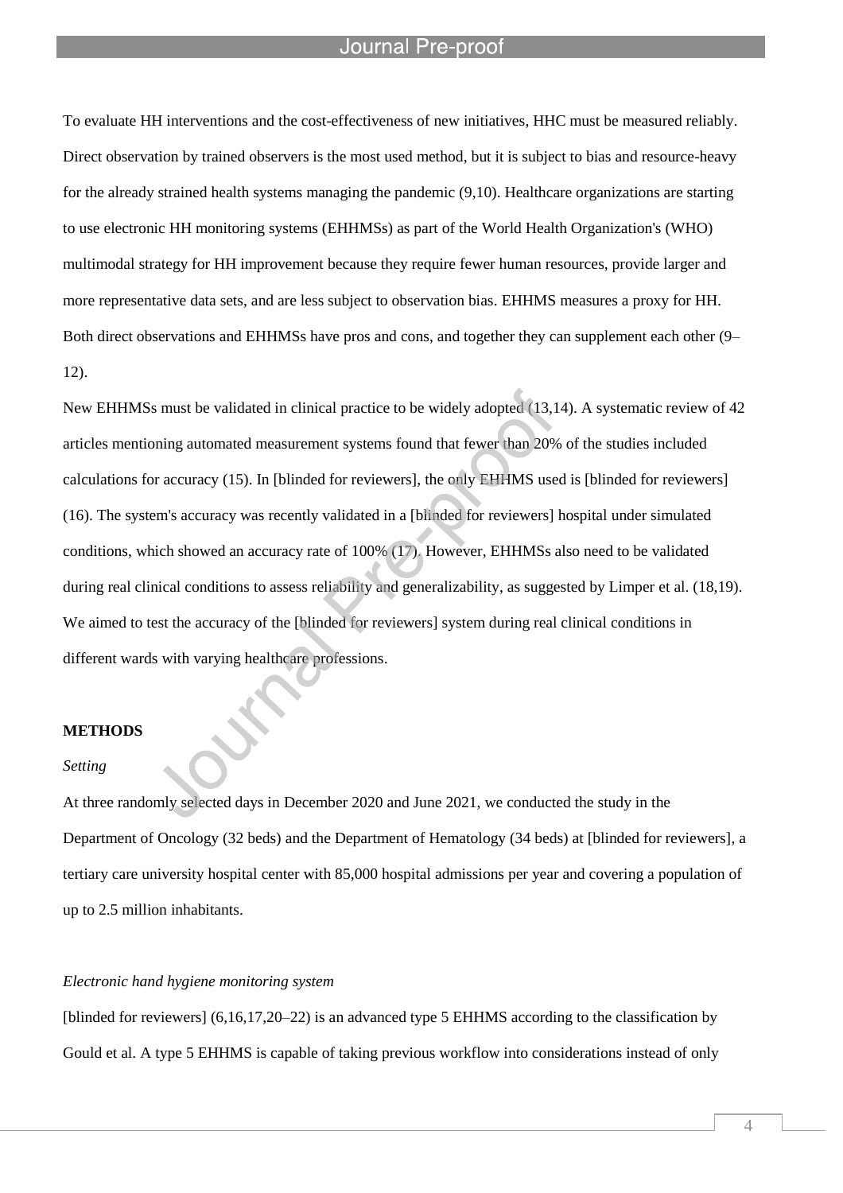To evaluate HH interventions and the cost-effectiveness of new initiatives, HHC must be measured reliably. Direct observation by trained observers is the most used method, but it is subject to bias and resource-heavy for the already strained health systems managing the pandemic (9,10). Healthcare organizations are starting to use electronic HH monitoring systems (EHHMSs) as part of the World Health Organization's (WHO) multimodal strategy for HH improvement because they require fewer human resources, provide larger and more representative data sets, and are less subject to observation bias. EHHMS measures a proxy for HH. Both direct observations and EHHMSs have pros and cons, and together they can supplement each other (9–12).

New EHHMSs must be validated in clinical practice to be widely adopted (13,14). A systematic review of 42 articles mentioning automated measurement systems found that fewer than 20% of the studies included calculations for accuracy (15). In [blinded for reviewers], the only EHHMS used is [blinded for reviewers] (16). The system's accuracy was recently validated in a [blinded for reviewers] hospital under simulated conditions, which showed an accuracy rate of 100% (17). However, EHHMSs also need to be validated during real clinical conditions to assess reliability and generalizability, as suggested by Limper et al. (18,19). We aimed to test the accuracy of the [blinded for reviewers] system during real clinical conditions in different wards with varying healthcare professions.

## METHODS

### *Setting*

At three randomly selected days in December 2020 and June 2021, we conducted the study in the Department of Oncology (32 beds) and the Department of Hematology (34 beds) at [blinded for reviewers], a tertiary care university hospital center with 85,000 hospital admissions per year and covering a population of up to 2.5 million inhabitants.

### *Electronic hand hygiene monitoring system*

[blinded for reviewers] (6,16,17,20–22) is an advanced type 5 EHHMS according to the classification by Gould et al. A type 5 EHHMS is capable of taking previous workflow into considerations instead of only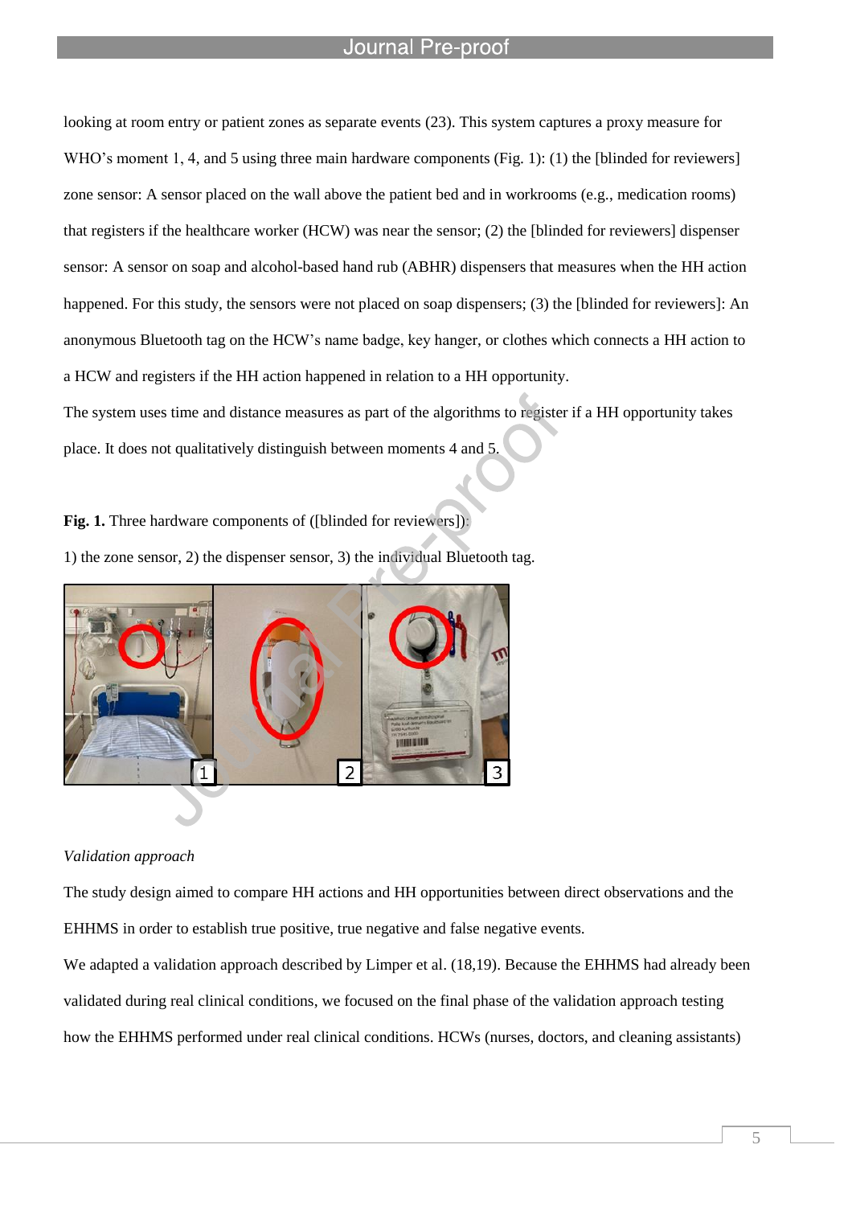looking at room entry or patient zones as separate events (23). This system captures a proxy measure for WHO's moment 1, 4, and 5 using three main hardware components (Fig. 1): (1) the [blinded for reviewers] zone sensor: A sensor placed on the wall above the patient bed and in workrooms (e.g., medication rooms) that registers if the healthcare worker (HCW) was near the sensor; (2) the [blinded for reviewers] dispenser sensor: A sensor on soap and alcohol-based hand rub (ABHR) dispensers that measures when the HH action happened. For this study, the sensors were not placed on soap dispensers; (3) the [blinded for reviewers]: An anonymous Bluetooth tag on the HCW's name badge, key hanger, or clothes which connects a HH action to a HCW and registers if the HH action happened in relation to a HH opportunity.

The system uses time and distance measures as part of the algorithms to register if a HH opportunity takes place. It does not qualitatively distinguish between moments 4 and 5.

**Fig. 1.** Three hardware components of ([blinded for reviewers]):

1) the zone sensor, 2) the dispenser sensor, 3) the individual Bluetooth tag.

*Validation approach*

The study design aimed to compare HH actions and HH opportunities between direct observations and the EHHMS in order to establish true positive, true negative and false negative events.

We adapted a validation approach described by Limper et al. (18,19). Because the EHHMS had already been validated during real clinical conditions, we focused on the final phase of the validation approach testing how the EHHMS performed under real clinical conditions. HCWs (nurses, doctors, and cleaning assistants)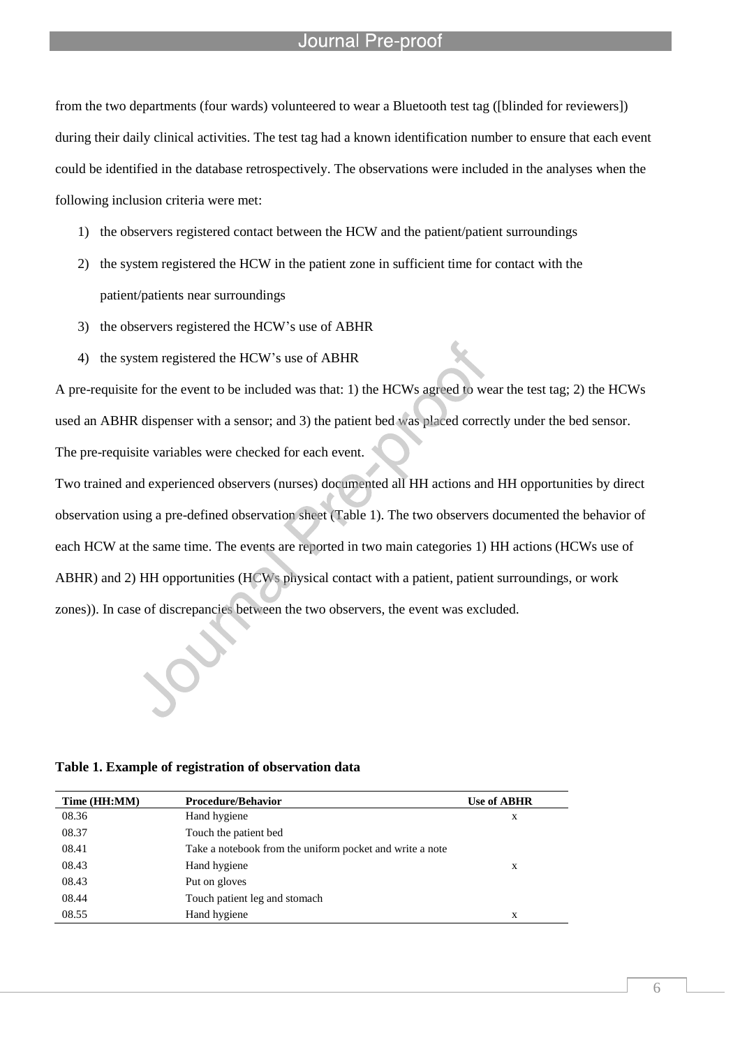from the two departments (four wards) volunteered to wear a Bluetooth test tag ([blinded for reviewers]) during their daily clinical activities. The test tag had a known identification number to ensure that each event could be identified in the database retrospectively. The observations were included in the analyses when the following inclusion criteria were met:

1) the observers registered contact between the HCW and the patient/patient surroundings
2) the system registered the HCW in the patient zone in sufficient time for contact with the patient/patients near surroundings
3) the observers registered the HCW's use of ABHR
4) the system registered the HCW's use of ABHR

A pre-requisite for the event to be included was that: 1) the HCWs agreed to wear the test tag; 2) the HCWs used an ABHR dispenser with a sensor; and 3) the patient bed was placed correctly under the bed sensor. The pre-requisite variables were checked for each event.

Two trained and experienced observers (nurses) documented all HH actions and HH opportunities by direct observation using a pre-defined observation sheet (Table 1). The two observers documented the behavior of each HCW at the same time. The events are reported in two main categories 1) HH actions (HCWs use of ABHR) and 2) HH opportunities (HCWs physical contact with a patient, patient surroundings, or work zones)). In case of discrepancies between the two observers, the event was excluded.

**Table 1. Example of registration of observation data**

| Time (HH:MM) | Procedure/Behavior | Use of ABHR |
|---|---|---|
| 08.36 | Hand hygiene | x |
| 08.37 | Touch the patient bed | |
| 08.41 | Take a notebook from the uniform pocket and write a note | |
| 08.43 | Hand hygiene | x |
| 08.43 | Put on gloves | |
| 08.44 | Touch patient leg and stomach | |
| 08.55 | Hand hygiene | x |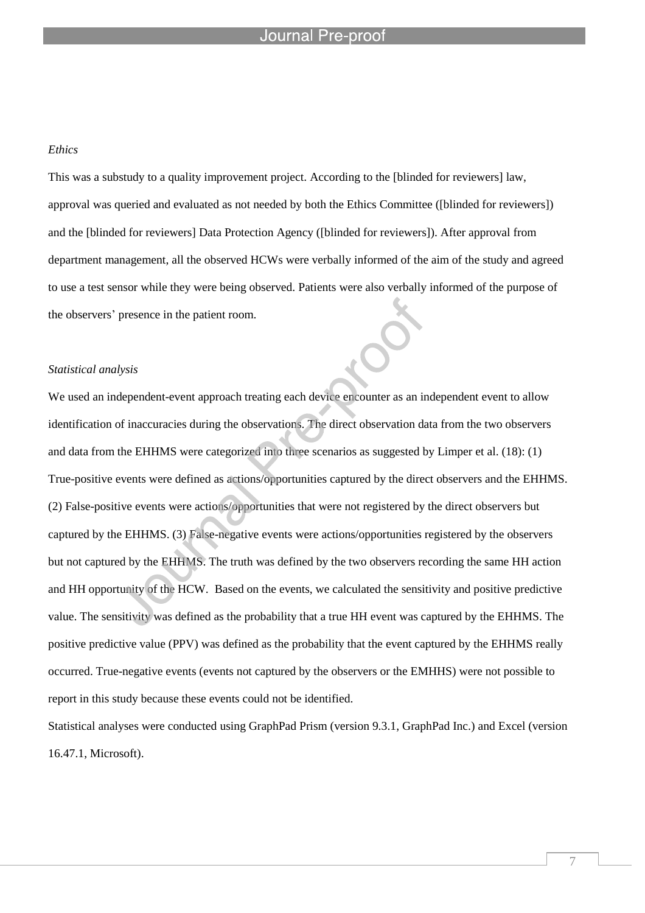*Ethics*

This was a substudy to a quality improvement project. According to the [blinded for reviewers] law, approval was queried and evaluated as not needed by both the Ethics Committee ([blinded for reviewers]) and the [blinded for reviewers] Data Protection Agency ([blinded for reviewers]). After approval from department management, all the observed HCWs were verbally informed of the aim of the study and agreed to use a test sensor while they were being observed. Patients were also verbally informed of the purpose of the observers' presence in the patient room.

*Statistical analysis*

We used an independent-event approach treating each device encounter as an independent event to allow identification of inaccuracies during the observations. The direct observation data from the two observers and data from the EHHMS were categorized into three scenarios as suggested by Limper et al. (18): (1) True-positive events were defined as actions/opportunities captured by the direct observers and the EHHMS. (2) False-positive events were actions/opportunities that were not registered by the direct observers but captured by the EHHMS. (3) False-negative events were actions/opportunities registered by the observers but not captured by the EHHMS. The truth was defined by the two observers recording the same HH action and HH opportunity of the HCW. Based on the events, we calculated the sensitivity and positive predictive value. The sensitivity was defined as the probability that a true HH event was captured by the EHHMS. The positive predictive value (PPV) was defined as the probability that the event captured by the EHHMS really occurred. True-negative events (events not captured by the observers or the EMHHS) were not possible to report in this study because these events could not be identified.

Statistical analyses were conducted using GraphPad Prism (version 9.3.1, GraphPad Inc.) and Excel (version 16.47.1, Microsoft).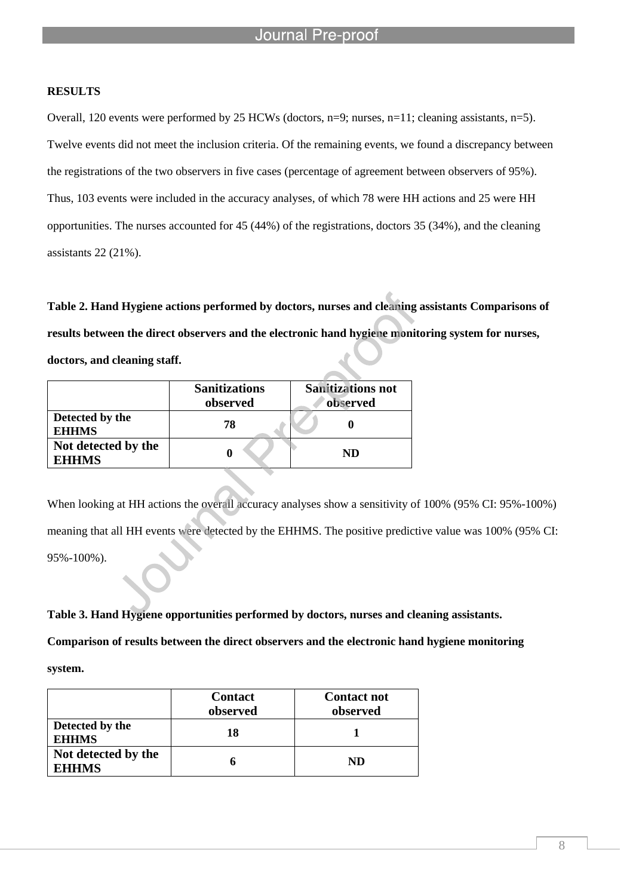**RESULTS**

Overall, 120 events were performed by 25 HCWs (doctors, n=9; nurses, n=11; cleaning assistants, n=5). Twelve events did not meet the inclusion criteria. Of the remaining events, we found a discrepancy between the registrations of the two observers in five cases (percentage of agreement between observers of 95%). Thus, 103 events were included in the accuracy analyses, of which 78 were HH actions and 25 were HH opportunities. The nurses accounted for 45 (44%) of the registrations, doctors 35 (34%), and the cleaning assistants 22 (21%).

**Table 2. Hand Hygiene actions performed by doctors, nurses and cleaning assistants Comparisons of results between the direct observers and the electronic hand hygiene monitoring system for nurses, doctors, and cleaning staff.**

| | Sanitizations observed | Sanitizations not observed |
|---|---|---|
| **Detected by the EHHMS** | 78 | 0 |
| **Not detected by the EHHMS** | 0 | ND |

When looking at HH actions the overall accuracy analyses show a sensitivity of 100% (95% CI: 95%-100%) meaning that all HH events were detected by the EHHMS. The positive predictive value was 100% (95% CI: 95%-100%).

**Table 3. Hand Hygiene opportunities performed by doctors, nurses and cleaning assistants. Comparison of results between the direct observers and the electronic hand hygiene monitoring system.**

| | Contact observed | Contact not observed |
|---|---|---|
| **Detected by the EHHMS** | 18 | 1 |
| **Not detected by the EHHMS** | 6 | ND |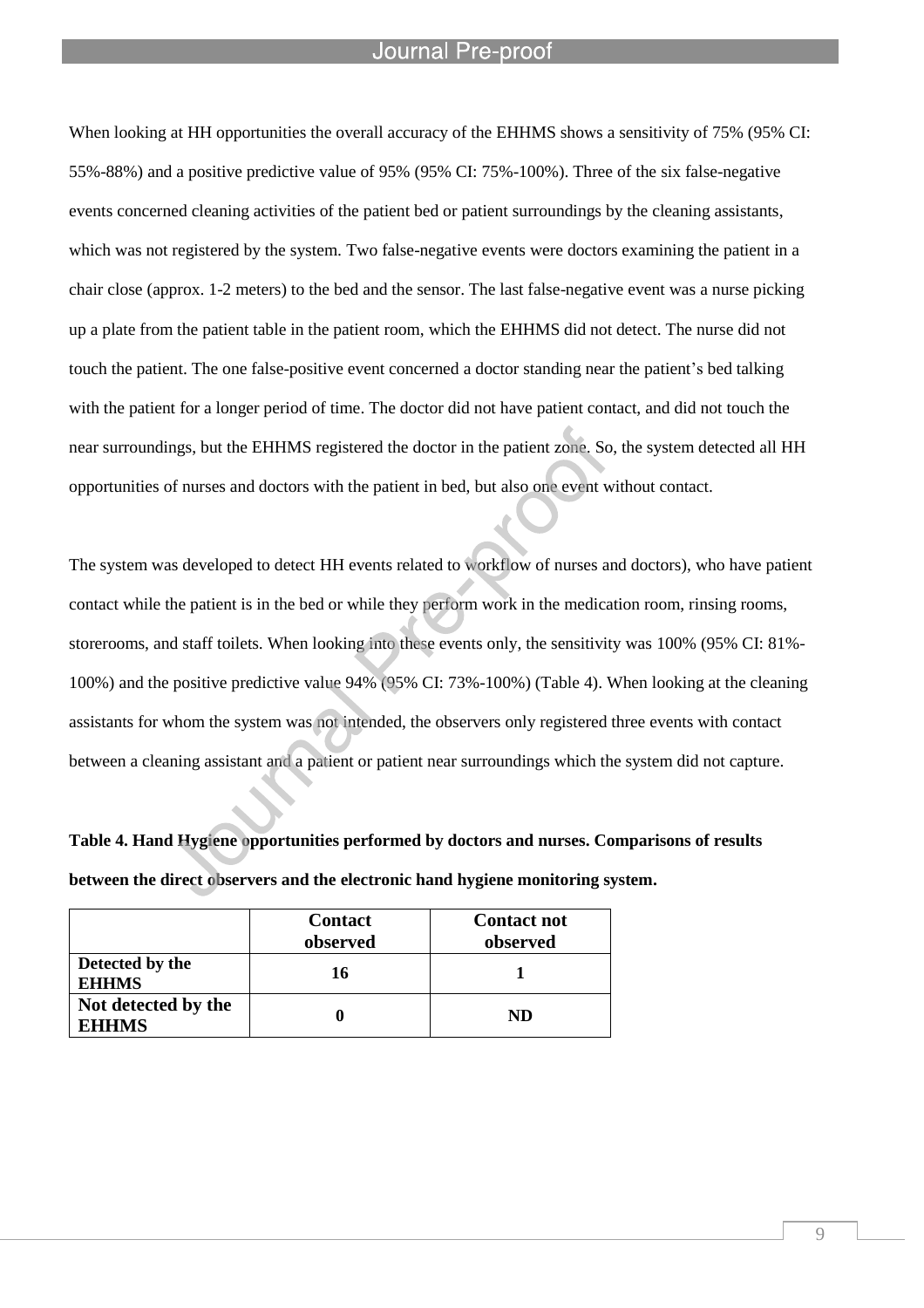When looking at HH opportunities the overall accuracy of the EHHMS shows a sensitivity of 75% (95% CI: 55%-88%) and a positive predictive value of 95% (95% CI: 75%-100%). Three of the six false-negative events concerned cleaning activities of the patient bed or patient surroundings by the cleaning assistants, which was not registered by the system. Two false-negative events were doctors examining the patient in a chair close (approx. 1-2 meters) to the bed and the sensor. The last false-negative event was a nurse picking up a plate from the patient table in the patient room, which the EHHMS did not detect. The nurse did not touch the patient. The one false-positive event concerned a doctor standing near the patient's bed talking with the patient for a longer period of time. The doctor did not have patient contact, and did not touch the near surroundings, but the EHHMS registered the doctor in the patient zone. So, the system detected all HH opportunities of nurses and doctors with the patient in bed, but also one event without contact.

The system was developed to detect HH events related to workflow of nurses and doctors), who have patient contact while the patient is in the bed or while they perform work in the medication room, rinsing rooms, storerooms, and staff toilets. When looking into these events only, the sensitivity was 100% (95% CI: 81%-100%) and the positive predictive value 94% (95% CI: 73%-100%) (Table 4). When looking at the cleaning assistants for whom the system was not intended, the observers only registered three events with contact between a cleaning assistant and a patient or patient near surroundings which the system did not capture.

**Table 4. Hand Hygiene opportunities performed by doctors and nurses. Comparisons of results between the direct observers and the electronic hand hygiene monitoring system.**

| | Contact observed | Contact not observed |
|---|---|---|
| **Detected by the EHHMS** | **16** | **1** |
| **Not detected by the EHHMS** | **0** | **ND** |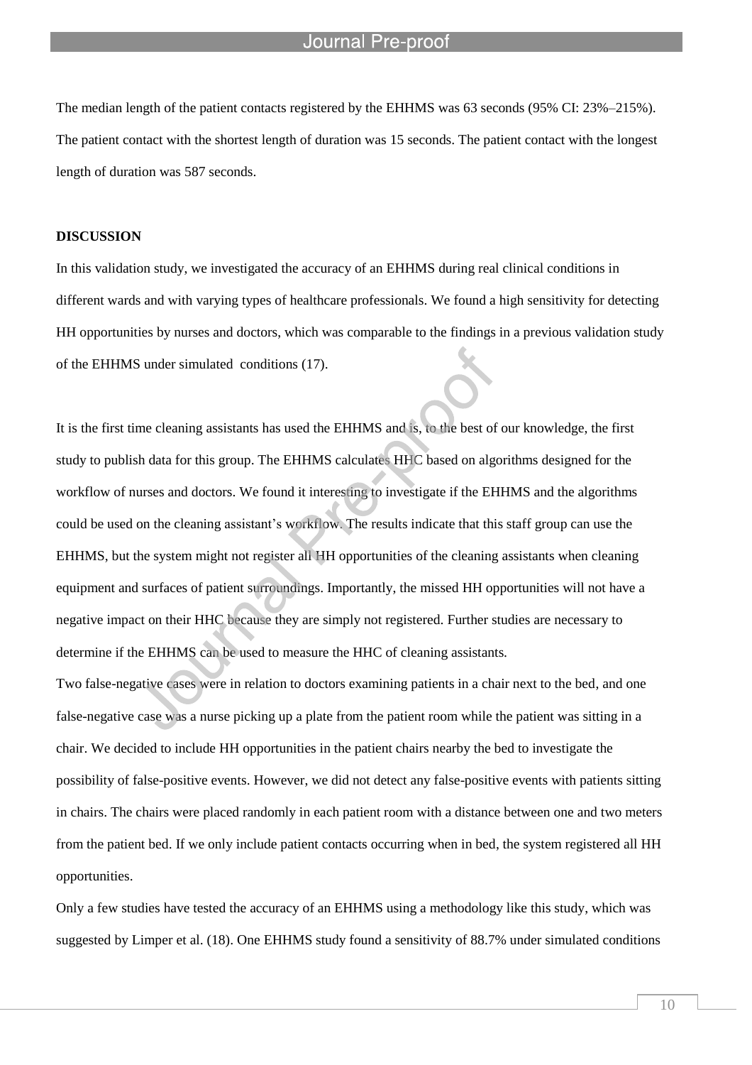The median length of the patient contacts registered by the EHHMS was 63 seconds (95% CI: 23%–215%). The patient contact with the shortest length of duration was 15 seconds. The patient contact with the longest length of duration was 587 seconds.

## DISCUSSION

In this validation study, we investigated the accuracy of an EHHMS during real clinical conditions in different wards and with varying types of healthcare professionals. We found a high sensitivity for detecting HH opportunities by nurses and doctors, which was comparable to the findings in a previous validation study of the EHHMS under simulated conditions (17).

It is the first time cleaning assistants has used the EHHMS and is, to the best of our knowledge, the first study to publish data for this group. The EHHMS calculates HHC based on algorithms designed for the workflow of nurses and doctors. We found it interesting to investigate if the EHHMS and the algorithms could be used on the cleaning assistant's workflow. The results indicate that this staff group can use the EHHMS, but the system might not register all HH opportunities of the cleaning assistants when cleaning equipment and surfaces of patient surroundings. Importantly, the missed HH opportunities will not have a negative impact on their HHC because they are simply not registered. Further studies are necessary to determine if the EHHMS can be used to measure the HHC of cleaning assistants.

Two false-negative cases were in relation to doctors examining patients in a chair next to the bed, and one false-negative case was a nurse picking up a plate from the patient room while the patient was sitting in a chair. We decided to include HH opportunities in the patient chairs nearby the bed to investigate the possibility of false-positive events. However, we did not detect any false-positive events with patients sitting in chairs. The chairs were placed randomly in each patient room with a distance between one and two meters from the patient bed. If we only include patient contacts occurring when in bed, the system registered all HH opportunities.

Only a few studies have tested the accuracy of an EHHMS using a methodology like this study, which was suggested by Limper et al. (18). One EHHMS study found a sensitivity of 88.7% under simulated conditions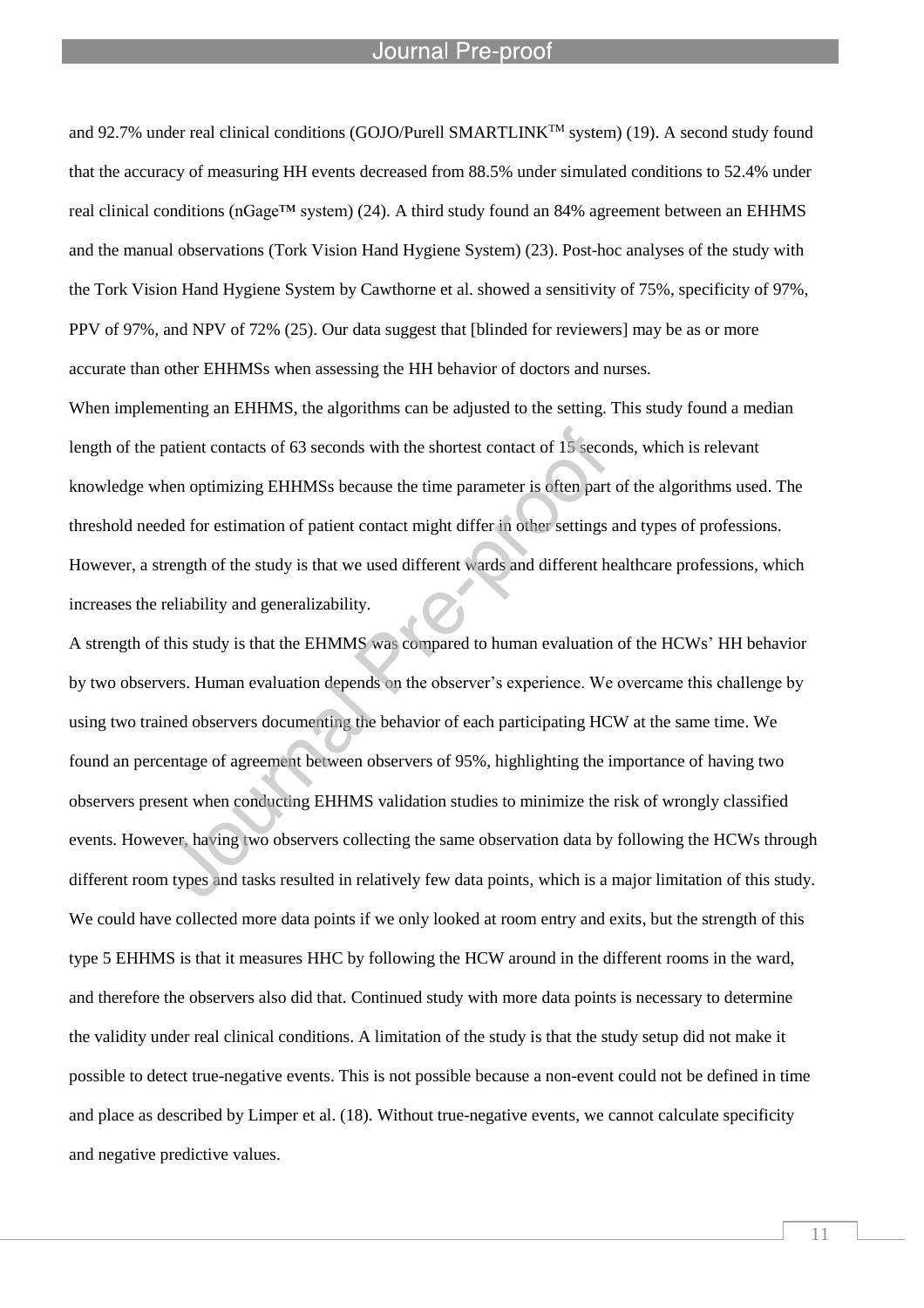and 92.7% under real clinical conditions (GOJO/Purell SMARTLINK™ system) (19). A second study found that the accuracy of measuring HH events decreased from 88.5% under simulated conditions to 52.4% under real clinical conditions (nGage™ system) (24). A third study found an 84% agreement between an EHHMS and the manual observations (Tork Vision Hand Hygiene System) (23). Post-hoc analyses of the study with the Tork Vision Hand Hygiene System by Cawthorne et al. showed a sensitivity of 75%, specificity of 97%, PPV of 97%, and NPV of 72% (25). Our data suggest that [blinded for reviewers] may be as or more accurate than other EHHMSs when assessing the HH behavior of doctors and nurses.

When implementing an EHHMS, the algorithms can be adjusted to the setting. This study found a median length of the patient contacts of 63 seconds with the shortest contact of 15 seconds, which is relevant knowledge when optimizing EHHMSs because the time parameter is often part of the algorithms used. The threshold needed for estimation of patient contact might differ in other settings and types of professions. However, a strength of the study is that we used different wards and different healthcare professions, which increases the reliability and generalizability.

A strength of this study is that the EHMMS was compared to human evaluation of the HCWs' HH behavior by two observers. Human evaluation depends on the observer's experience. We overcame this challenge by using two trained observers documenting the behavior of each participating HCW at the same time. We found an percentage of agreement between observers of 95%, highlighting the importance of having two observers present when conducting EHHMS validation studies to minimize the risk of wrongly classified events. However, having two observers collecting the same observation data by following the HCWs through different room types and tasks resulted in relatively few data points, which is a major limitation of this study. We could have collected more data points if we only looked at room entry and exits, but the strength of this type 5 EHHMS is that it measures HHC by following the HCW around in the different rooms in the ward, and therefore the observers also did that. Continued study with more data points is necessary to determine the validity under real clinical conditions. A limitation of the study is that the study setup did not make it possible to detect true-negative events. This is not possible because a non-event could not be defined in time and place as described by Limper et al. (18). Without true-negative events, we cannot calculate specificity and negative predictive values.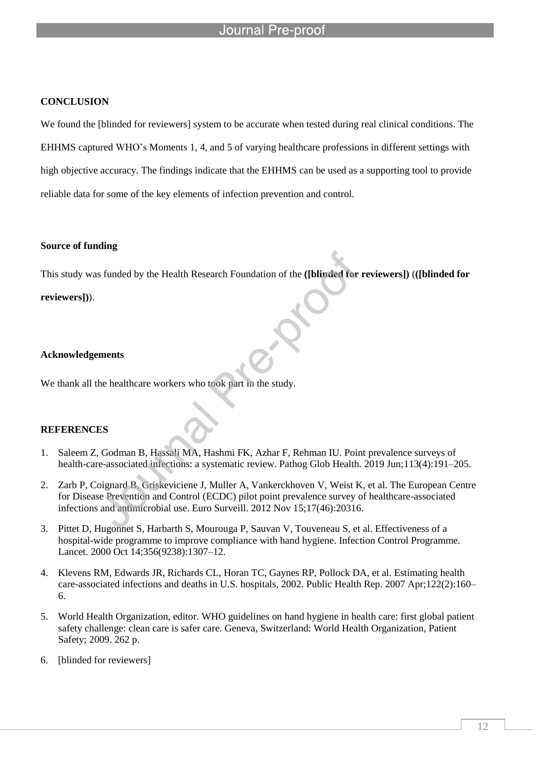## CONCLUSION

We found the [blinded for reviewers] system to be accurate when tested during real clinical conditions. The EHHMS captured WHO's Moments 1, 4, and 5 of varying healthcare professions in different settings with high objective accuracy. The findings indicate that the EHHMS can be used as a supporting tool to provide reliable data for some of the key elements of infection prevention and control.

### Source of funding

This study was funded by the Health Research Foundation of the **([blinded for reviewers])** (**([blinded for reviewers])**).

### Acknowledgements

We thank all the healthcare workers who took part in the study.

## REFERENCES

1. Saleem Z, Godman B, Hassali MA, Hashmi FK, Azhar F, Rehman IU. Point prevalence surveys of health-care-associated infections: a systematic review. Pathog Glob Health. 2019 Jun;113(4):191–205.
2. Zarb P, Coignard B, Griskeviciene J, Muller A, Vankerckhoven V, Weist K, et al. The European Centre for Disease Prevention and Control (ECDC) pilot point prevalence survey of healthcare-associated infections and antimicrobial use. Euro Surveill. 2012 Nov 15;17(46):20316.
3. Pittet D, Hugonnet S, Harbarth S, Mourouga P, Sauvan V, Touveneau S, et al. Effectiveness of a hospital-wide programme to improve compliance with hand hygiene. Infection Control Programme. Lancet. 2000 Oct 14;356(9238):1307–12.
4. Klevens RM, Edwards JR, Richards CL, Horan TC, Gaynes RP, Pollock DA, et al. Estimating health care-associated infections and deaths in U.S. hospitals, 2002. Public Health Rep. 2007 Apr;122(2):160–6.
5. World Health Organization, editor. WHO guidelines on hand hygiene in health care: first global patient safety challenge: clean care is safer care. Geneva, Switzerland: World Health Organization, Patient Safety; 2009. 262 p.
6. [blinded for reviewers]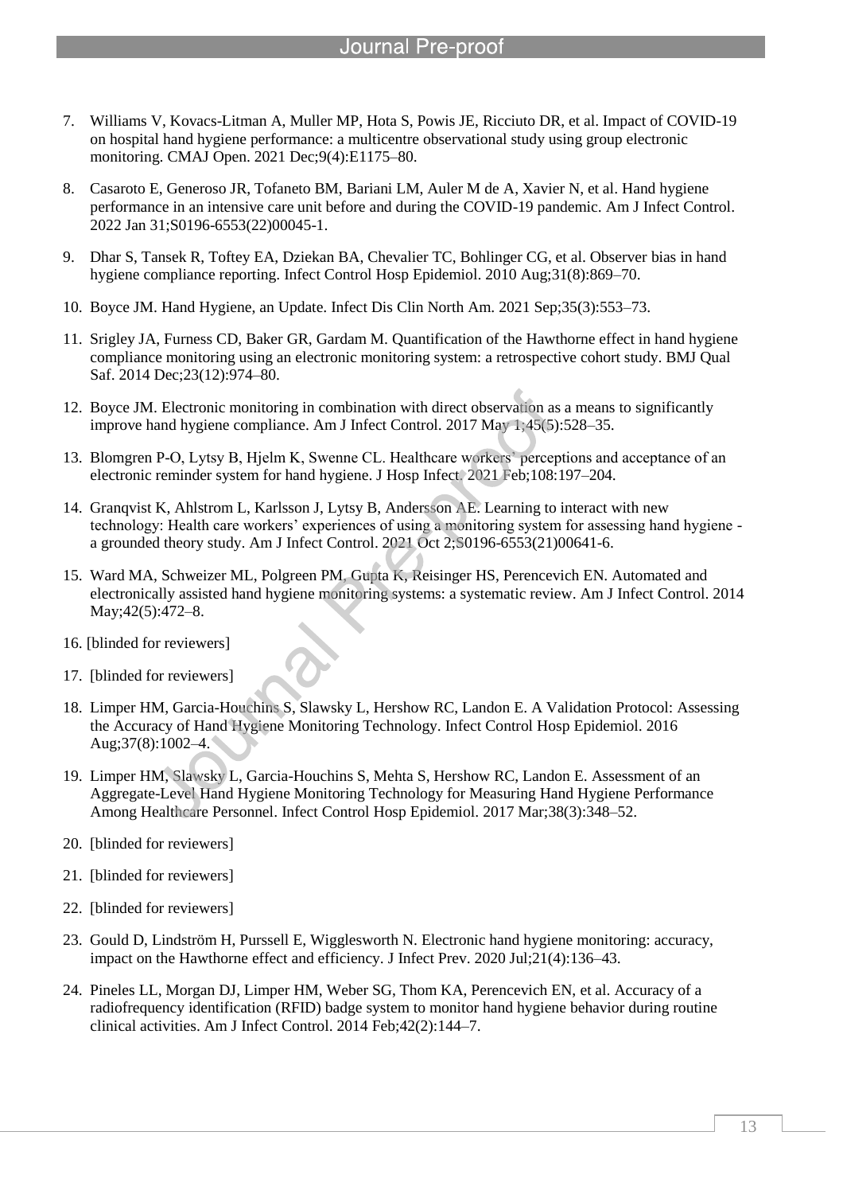7. Williams V, Kovacs-Litman A, Muller MP, Hota S, Powis JE, Ricciuto DR, et al. Impact of COVID-19 on hospital hand hygiene performance: a multicentre observational study using group electronic monitoring. CMAJ Open. 2021 Dec;9(4):E1175–80.
8. Casaroto E, Generoso JR, Tofaneto BM, Bariani LM, Auler M de A, Xavier N, et al. Hand hygiene performance in an intensive care unit before and during the COVID-19 pandemic. Am J Infect Control. 2022 Jan 31;S0196-6553(22)00045-1.
9. Dhar S, Tansek R, Toftey EA, Dziekan BA, Chevalier TC, Bohlinger CG, et al. Observer bias in hand hygiene compliance reporting. Infect Control Hosp Epidemiol. 2010 Aug;31(8):869–70.
10. Boyce JM. Hand Hygiene, an Update. Infect Dis Clin North Am. 2021 Sep;35(3):553–73.
11. Srigley JA, Furness CD, Baker GR, Gardam M. Quantification of the Hawthorne effect in hand hygiene compliance monitoring using an electronic monitoring system: a retrospective cohort study. BMJ Qual Saf. 2014 Dec;23(12):974–80.
12. Boyce JM. Electronic monitoring in combination with direct observation as a means to significantly improve hand hygiene compliance. Am J Infect Control. 2017 May 1;45(5):528–35.
13. Blomgren P-O, Lytsy B, Hjelm K, Swenne CL. Healthcare workers' perceptions and acceptance of an electronic reminder system for hand hygiene. J Hosp Infect. 2021 Feb;108:197–204.
14. Granqvist K, Ahlstrom L, Karlsson J, Lytsy B, Andersson AE. Learning to interact with new technology: Health care workers' experiences of using a monitoring system for assessing hand hygiene - a grounded theory study. Am J Infect Control. 2021 Oct 2;S0196-6553(21)00641-6.
15. Ward MA, Schweizer ML, Polgreen PM, Gupta K, Reisinger HS, Perencevich EN. Automated and electronically assisted hand hygiene monitoring systems: a systematic review. Am J Infect Control. 2014 May;42(5):472–8.
16. [blinded for reviewers]
17. [blinded for reviewers]
18. Limper HM, Garcia-Houchins S, Slawsky L, Hershow RC, Landon E. A Validation Protocol: Assessing the Accuracy of Hand Hygiene Monitoring Technology. Infect Control Hosp Epidemiol. 2016 Aug;37(8):1002–4.
19. Limper HM, Slawsky L, Garcia-Houchins S, Mehta S, Hershow RC, Landon E. Assessment of an Aggregate-Level Hand Hygiene Monitoring Technology for Measuring Hand Hygiene Performance Among Healthcare Personnel. Infect Control Hosp Epidemiol. 2017 Mar;38(3):348–52.
20. [blinded for reviewers]
21. [blinded for reviewers]
22. [blinded for reviewers]
23. Gould D, Lindström H, Purssell E, Wigglesworth N. Electronic hand hygiene monitoring: accuracy, impact on the Hawthorne effect and efficiency. J Infect Prev. 2020 Jul;21(4):136–43.
24. Pineles LL, Morgan DJ, Limper HM, Weber SG, Thom KA, Perencevich EN, et al. Accuracy of a radiofrequency identification (RFID) badge system to monitor hand hygiene behavior during routine clinical activities. Am J Infect Control. 2014 Feb;42(2):144–7.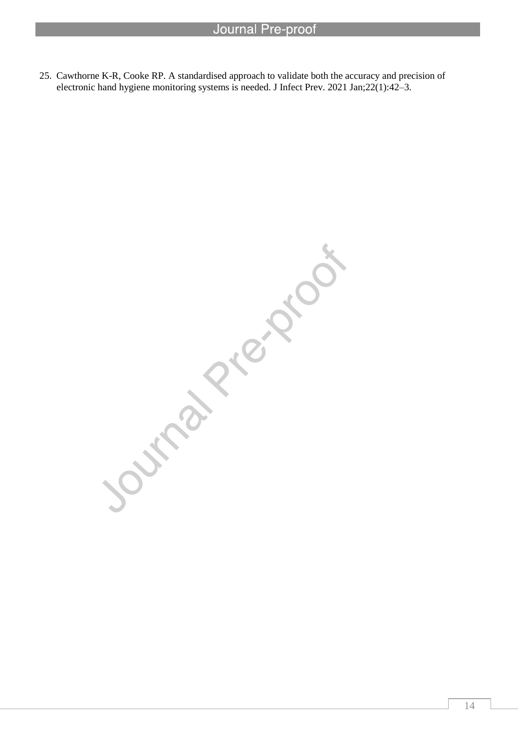25. Cawthorne K-R, Cooke RP. A standardised approach to validate both the accuracy and precision of electronic hand hygiene monitoring systems is needed. J Infect Prev. 2021 Jan;22(1):42–3.